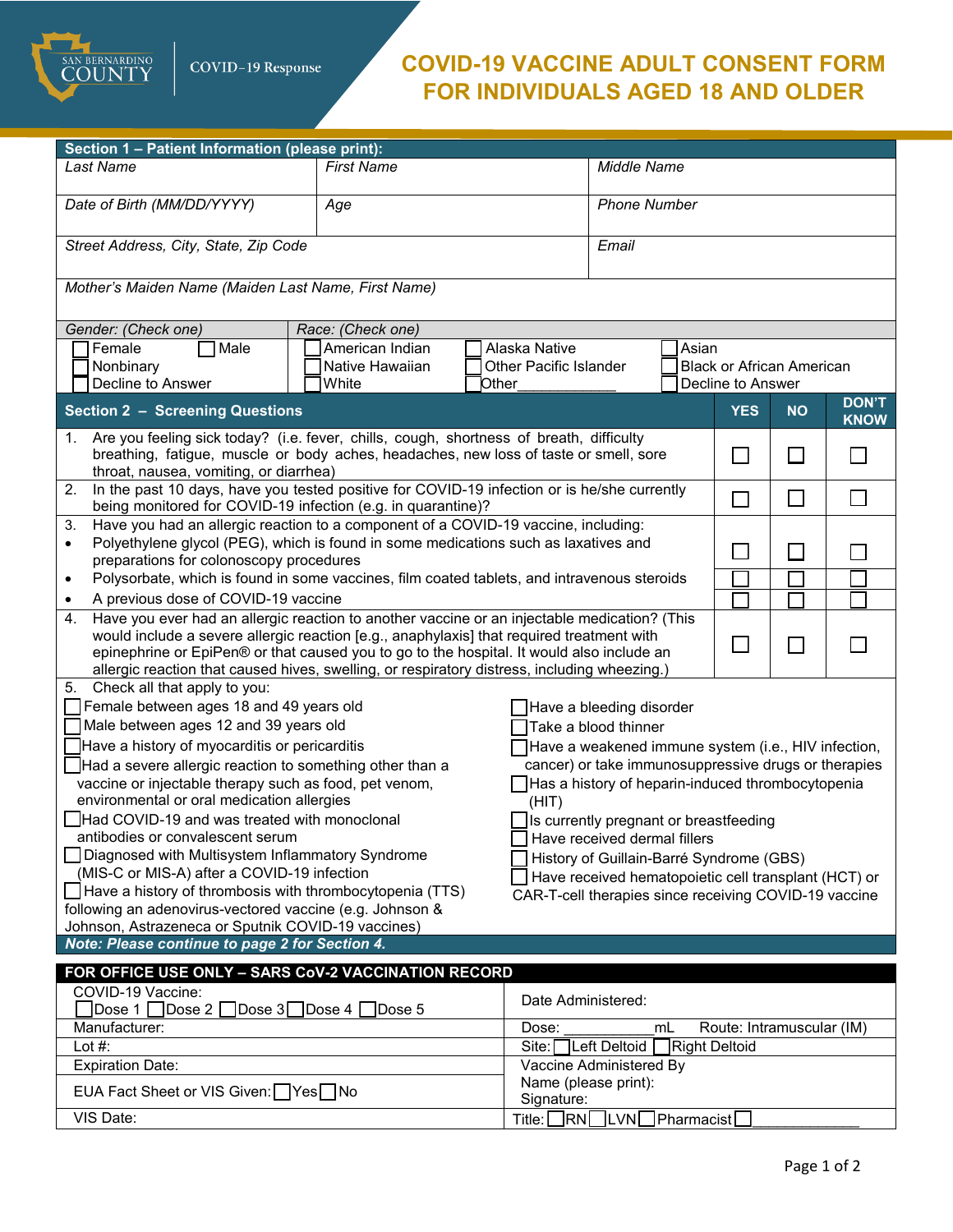SAN BERNARDINO COUNTY | COVID-19 Response

# COVID-19 VACCINE ADULT CONSENT FORM FOR INDIVIDUALS AGED 18 AND OLDER

## Section 1 – Patient Information (please print):

| *Last Name* | *First Name* | *Middle Name* |
|---|---|---|
| *Date of Birth (MM/DD/YYYY)* | *Age* | *Phone Number* |
| *Street Address, City, State, Zip Code* | | *Email* |
| *Mother's Maiden Name (Maiden Last Name, First Name)* | | |

*Gender: (Check one)*

- ☐ Female
- ☐ Male
- ☐ Nonbinary
- ☐ Decline to Answer

*Race: (Check one)*

- ☐ American Indian
- ☐ Alaska Native
- ☐ Asian
- ☐ Native Hawaiian
- ☐ Other Pacific Islander
- ☐ Black or African American
- ☐ White
- ☐ Other____________
- ☐ Decline to Answer

## Section 2 – Screening Questions

| | YES | NO | DON'T KNOW |
|---|---|---|---|
| 1. Are you feeling sick today? (i.e. fever, chills, cough, shortness of breath, difficulty breathing, fatigue, muscle or body aches, headaches, new loss of taste or smell, sore throat, nausea, vomiting, or diarrhea) | ☐ | ☐ | ☐ |
| 2. In the past 10 days, have you tested positive for COVID-19 infection or is he/she currently being monitored for COVID-19 infection (e.g. in quarantine)? | ☐ | ☐ | ☐ |
| 3. Have you had an allergic reaction to a component of a COVID-19 vaccine, including: | | | |
| • Polyethylene glycol (PEG), which is found in some medications such as laxatives and preparations for colonoscopy procedures | ☐ | ☐ | ☐ |
| • Polysorbate, which is found in some vaccines, film coated tablets, and intravenous steroids | ☐ | ☐ | ☐ |
| • A previous dose of COVID-19 vaccine | ☐ | ☐ | ☐ |
| 4. Have you ever had an allergic reaction to another vaccine or an injectable medication? (This would include a severe allergic reaction [e.g., anaphylaxis] that required treatment with epinephrine or EpiPen® or that caused you to go to the hospital. It would also include an allergic reaction that caused hives, swelling, or respiratory distress, including wheezing.) | ☐ | ☐ | ☐ |

5. Check all that apply to you:

- ☐ Female between ages 18 and 49 years old
- ☐ Male between ages 12 and 39 years old
- ☐ Have a history of myocarditis or pericarditis
- ☐ Had a severe allergic reaction to something other than a vaccine or injectable therapy such as food, pet venom, environmental or oral medication allergies
- ☐ Had COVID-19 and was treated with monoclonal antibodies or convalescent serum
- ☐ Diagnosed with Multisystem Inflammatory Syndrome (MIS-C or MIS-A) after a COVID-19 infection
- ☐ Have a history of thrombosis with thrombocytopenia (TTS) following an adenovirus-vectored vaccine (e.g. Johnson & Johnson, Astrazeneca or Sputnik COVID-19 vaccines)
- ☐ Have a bleeding disorder
- ☐ Take a blood thinner
- ☐ Have a weakened immune system (i.e., HIV infection, cancer) or take immunosuppressive drugs or therapies
- ☐ Has a history of heparin-induced thrombocytopenia (HIT)
- ☐ Is currently pregnant or breastfeeding
- ☐ Have received dermal fillers
- ☐ History of Guillain-Barré Syndrome (GBS)
- ☐ Have received hematopoietic cell transplant (HCT) or CAR-T-cell therapies since receiving COVID-19 vaccine

***Note: Please continue to page 2 for Section 4.***

## FOR OFFICE USE ONLY – SARS CoV-2 VACCINATION RECORD

| | |
|---|---|
| COVID-19 Vaccine: ☐ Dose 1 ☐ Dose 2 ☐ Dose 3 ☐ Dose 4 ☐ Dose 5 | Date Administered: |
| Manufacturer: | Dose: ___________mL Route: Intramuscular (IM) |
| Lot #: | Site: ☐ Left Deltoid ☐ Right Deltoid |
| Expiration Date: | Vaccine Administered By<br>Name (please print):<br>Signature: |
| EUA Fact Sheet or VIS Given: ☐ Yes ☐ No | |
| VIS Date: | Title: ☐ RN ☐ LVN ☐ Pharmacist ☐ ____________ |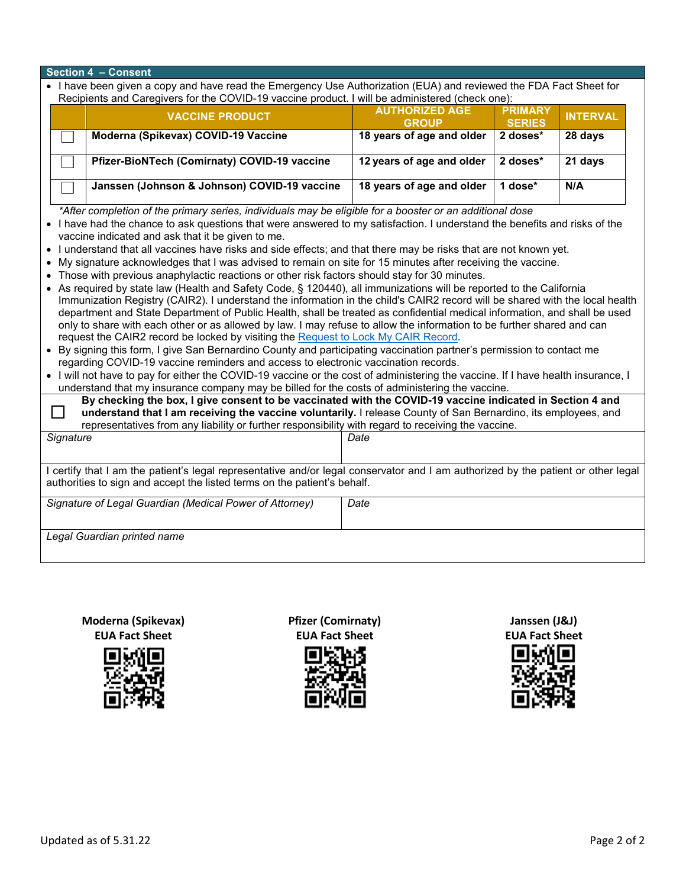## Section 4 – Consent

- I have been given a copy and have read the Emergency Use Authorization (EUA) and reviewed the FDA Fact Sheet for Recipients and Caregivers for the COVID-19 vaccine product. I will be administered (check one):

| | VACCINE PRODUCT | AUTHORIZED AGE GROUP | PRIMARY SERIES | INTERVAL |
|---|---|---|---|---|
| ☐ | **Moderna (Spikevax) COVID-19 Vaccine** | **18 years of age and older** | **2 doses*** | **28 days** |
| ☐ | **Pfizer-BioNTech (Comirnaty) COVID-19 vaccine** | **12 years of age and older** | **2 doses*** | **21 days** |
| ☐ | **Janssen (Johnson & Johnson) COVID-19 vaccine** | **18 years of age and older** | **1 dose*** | **N/A** |

*\*After completion of the primary series, individuals may be eligible for a booster or an additional dose*

- I have had the chance to ask questions that were answered to my satisfaction. I understand the benefits and risks of the vaccine indicated and ask that it be given to me.
- I understand that all vaccines have risks and side effects; and that there may be risks that are not known yet.
- My signature acknowledges that I was advised to remain on site for 15 minutes after receiving the vaccine.
- Those with previous anaphylactic reactions or other risk factors should stay for 30 minutes.
- As required by state law (Health and Safety Code, § 120440), all immunizations will be reported to the California Immunization Registry (CAIR2). I understand the information in the child's CAIR2 record will be shared with the local health department and State Department of Public Health, shall be treated as confidential medical information, and shall be used only to share with each other or as allowed by law. I may refuse to allow the information to be further shared and can request the CAIR2 record be locked by visiting the Request to Lock My CAIR Record.
- By signing this form, I give San Bernardino County and participating vaccination partner's permission to contact me regarding COVID-19 vaccine reminders and access to electronic vaccination records.
- I will not have to pay for either the COVID-19 vaccine or the cost of administering the vaccine. If I have health insurance, I understand that my insurance company may be billed for the costs of administering the vaccine.

☐ **By checking the box, I give consent to be vaccinated with the COVID-19 vaccine indicated in Section 4 and understand that I am receiving the vaccine voluntarily.** I release County of San Bernardino, its employees, and representatives from any liability or further responsibility with regard to receiving the vaccine.

| | |
|---|---|
| *Signature* | *Date* |

I certify that I am the patient's legal representative and/or legal conservator and I am authorized by the patient or other legal authorities to sign and accept the listed terms on the patient's behalf.

| | |
|---|---|
| *Signature of Legal Guardian (Medical Power of Attorney)* | *Date* |
| *Legal Guardian printed name* | |

**Moderna (Spikevax) EUA Fact Sheet**

**Pfizer (Comirnaty) EUA Fact Sheet**

**Janssen (J&J) EUA Fact Sheet**

Updated as of 5.31.22